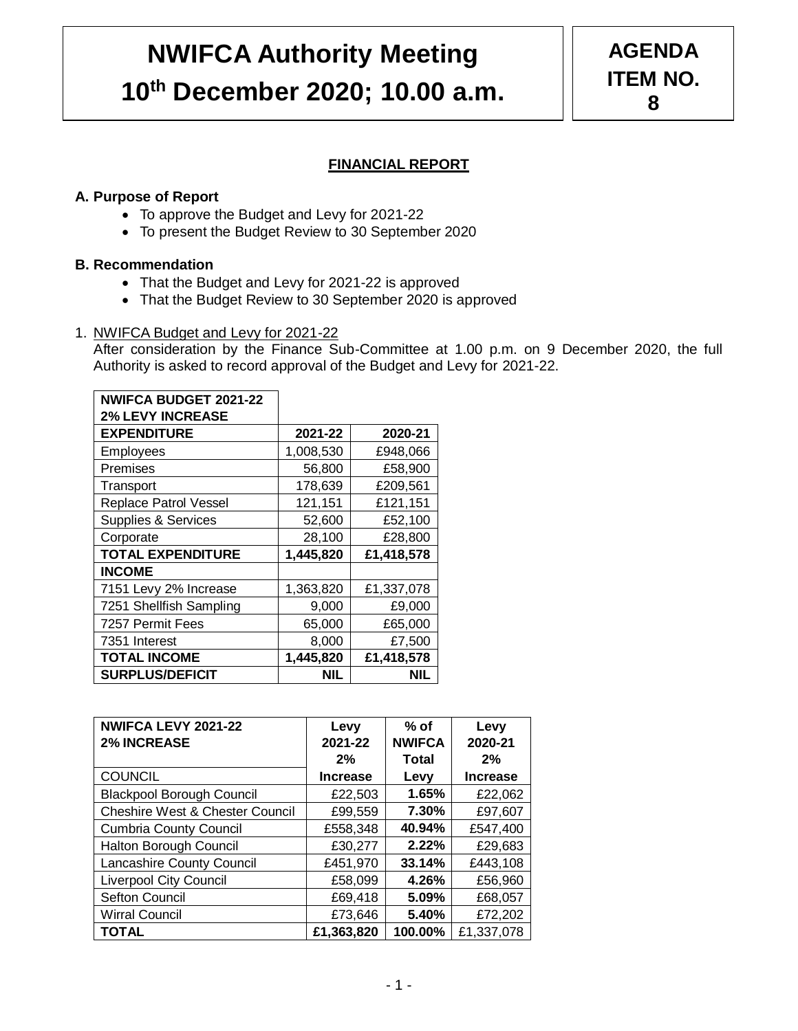# NWIFCA Authority Meeting
# 10th December 2020; 10.00 a.m.

**AGENDA ITEM NO. 8**

## FINANCIAL REPORT

**A. Purpose of Report**

- To approve the Budget and Levy for 2021-22
- To present the Budget Review to 30 September 2020

**B. Recommendation**

- That the Budget and Levy for 2021-22 is approved
- That the Budget Review to 30 September 2020 is approved

1. NWIFCA Budget and Levy for 2021-22

   After consideration by the Finance Sub-Committee at 1.00 p.m. on 9 December 2020, the full Authority is asked to record approval of the Budget and Levy for 2021-22.

| NWIFCA BUDGET 2021-22 2% LEVY INCREASE | | |
|---|---|---|
| **EXPENDITURE** | **2021-22** | **2020-21** |
| Employees | 1,008,530 | £948,066 |
| Premises | 56,800 | £58,900 |
| Transport | 178,639 | £209,561 |
| Replace Patrol Vessel | 121,151 | £121,151 |
| Supplies & Services | 52,600 | £52,100 |
| Corporate | 28,100 | £28,800 |
| **TOTAL EXPENDITURE** | **1,445,820** | **£1,418,578** |
| **INCOME** | | |
| 7151 Levy 2% Increase | 1,363,820 | £1,337,078 |
| 7251 Shellfish Sampling | 9,000 | £9,000 |
| 7257 Permit Fees | 65,000 | £65,000 |
| 7351 Interest | 8,000 | £7,500 |
| **TOTAL INCOME** | **1,445,820** | **£1,418,578** |
| **SURPLUS/DEFICIT** | **NIL** | **NIL** |

| NWIFCA LEVY 2021-22 2% INCREASE | Levy 2021-22 2% | % of NWIFCA Total | Levy 2020-21 2% |
|---|---|---|---|
| COUNCIL | **Increase** | **Levy** | **Increase** |
| Blackpool Borough Council | £22,503 | **1.65%** | £22,062 |
| Cheshire West & Chester Council | £99,559 | **7.30%** | £97,607 |
| Cumbria County Council | £558,348 | **40.94%** | £547,400 |
| Halton Borough Council | £30,277 | **2.22%** | £29,683 |
| Lancashire County Council | £451,970 | **33.14%** | £443,108 |
| Liverpool City Council | £58,099 | **4.26%** | £56,960 |
| Sefton Council | £69,418 | **5.09%** | £68,057 |
| Wirral Council | £73,646 | **5.40%** | £72,202 |
| **TOTAL** | **£1,363,820** | **100.00%** | £1,337,078 |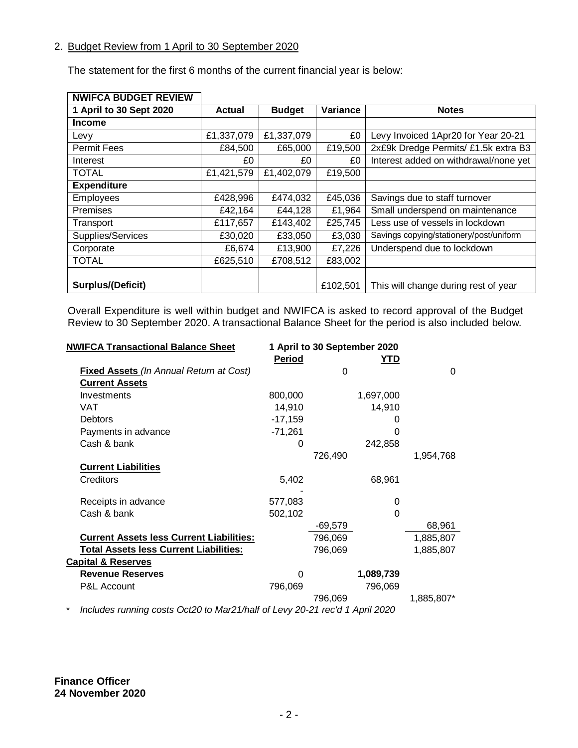2. Budget Review from 1 April to 30 September 2020

The statement for the first 6 months of the current financial year is below:

| NWIFCA BUDGET REVIEW | | | | |
|---|---|---|---|---|
| **1 April to 30 Sept 2020** | **Actual** | **Budget** | **Variance** | **Notes** |
| **Income** | | | | |
| Levy | £1,337,079 | £1,337,079 | £0 | Levy Invoiced 1Apr20 for Year 20-21 |
| Permit Fees | £84,500 | £65,000 | £19,500 | 2x£9k Dredge Permits/ £1.5k extra B3 |
| Interest | £0 | £0 | £0 | Interest added on withdrawal/none yet |
| TOTAL | £1,421,579 | £1,402,079 | £19,500 | |
| **Expenditure** | | | | |
| Employees | £428,996 | £474,032 | £45,036 | Savings due to staff turnover |
| Premises | £42,164 | £44,128 | £1,964 | Small underspend on maintenance |
| Transport | £117,657 | £143,402 | £25,745 | Less use of vessels in lockdown |
| Supplies/Services | £30,020 | £33,050 | £3,030 | Savings copying/stationery/post/uniform |
| Corporate | £6,674 | £13,900 | £7,226 | Underspend due to lockdown |
| TOTAL | £625,510 | £708,512 | £83,002 | |
| | | | | |
| **Surplus/(Deficit)** | | | £102,501 | This will change during rest of year |

Overall Expenditure is well within budget and NWIFCA is asked to record approval of the Budget Review to 30 September 2020. A transactional Balance Sheet for the period is also included below.

| **NWIFCA Transactional Balance Sheet** | **1 April to 30 September 2020** | | | |
|---|---|---|---|---|
| | **Period** | | **YTD** | |
| **Fixed Assets** *(In Annual Return at Cost)* | | 0 | | 0 |
| **Current Assets** | | | | |
| Investments | 800,000 | | 1,697,000 | |
| VAT | 14,910 | | 14,910 | |
| Debtors | -17,159 | | 0 | |
| Payments in advance | -71,261 | | 0 | |
| Cash & bank | 0 | | 242,858 | |
| | | 726,490 | | 1,954,768 |
| **Current Liabilities** | | | | |
| Creditors | 5,402 | | 68,961 | |
| Receipts in advance | -577,083 | | 0 | |
| Cash & bank | 502,102 | | 0 | |
| | | -69,579 | | 68,961 |
| **Current Assets less Current Liabilities:** | | 796,069 | | 1,885,807 |
| **Total Assets less Current Liabilities:** | | 796,069 | | 1,885,807 |
| **Capital & Reserves** | | | | |
| **Revenue Reserves** | 0 | | **1,089,739** | |
| P&L Account | 796,069 | | 796,069 | |
| | | 796,069 | | 1,885,807* |

\* *Includes running costs Oct20 to Mar21/half of Levy 20-21 rec'd 1 April 2020*

**Finance Officer**
**24 November 2020**